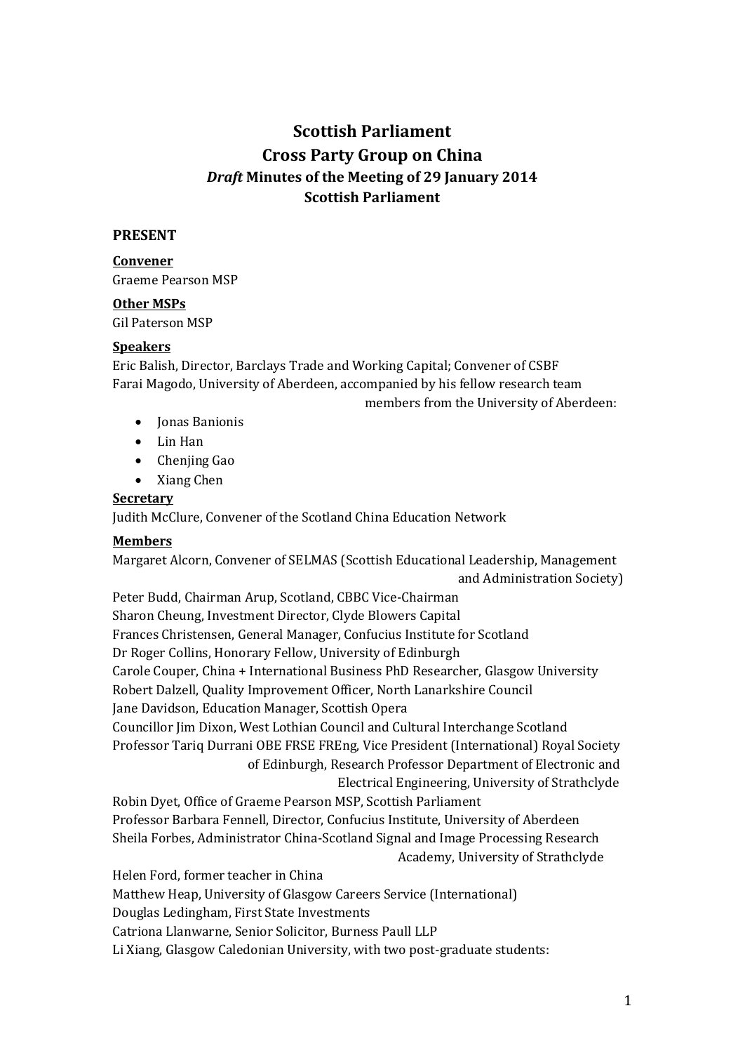# Scottish Parliament
# Cross Party Group on China
## *Draft* Minutes of the Meeting of 29 January 2014
## Scottish Parliament

### PRESENT

**Convener**
Graeme Pearson MSP

**Other MSPs**
Gil Paterson MSP

**Speakers**
Eric Balish, Director, Barclays Trade and Working Capital; Convener of CSBF
Farai Magodo, University of Aberdeen, accompanied by his fellow research team members from the University of Aberdeen:

- Jonas Banionis
- Lin Han
- Chenjing Gao
- Xiang Chen

**Secretary**
Judith McClure, Convener of the Scotland China Education Network

**Members**
Margaret Alcorn, Convener of SELMAS (Scottish Educational Leadership, Management and Administration Society)
Peter Budd, Chairman Arup, Scotland, CBBC Vice-Chairman
Sharon Cheung, Investment Director, Clyde Blowers Capital
Frances Christensen, General Manager, Confucius Institute for Scotland
Dr Roger Collins, Honorary Fellow, University of Edinburgh
Carole Couper, China + International Business PhD Researcher, Glasgow University
Robert Dalzell, Quality Improvement Officer, North Lanarkshire Council
Jane Davidson, Education Manager, Scottish Opera
Councillor Jim Dixon, West Lothian Council and Cultural Interchange Scotland
Professor Tariq Durrani OBE FRSE FREng, Vice President (International) Royal Society of Edinburgh, Research Professor Department of Electronic and Electrical Engineering, University of Strathclyde
Robin Dyet, Office of Graeme Pearson MSP, Scottish Parliament
Professor Barbara Fennell, Director, Confucius Institute, University of Aberdeen
Sheila Forbes, Administrator China-Scotland Signal and Image Processing Research Academy, University of Strathclyde
Helen Ford, former teacher in China
Matthew Heap, University of Glasgow Careers Service (International)
Douglas Ledingham, First State Investments
Catriona Llanwarne, Senior Solicitor, Burness Paull LLP
Li Xiang, Glasgow Caledonian University, with two post-graduate students: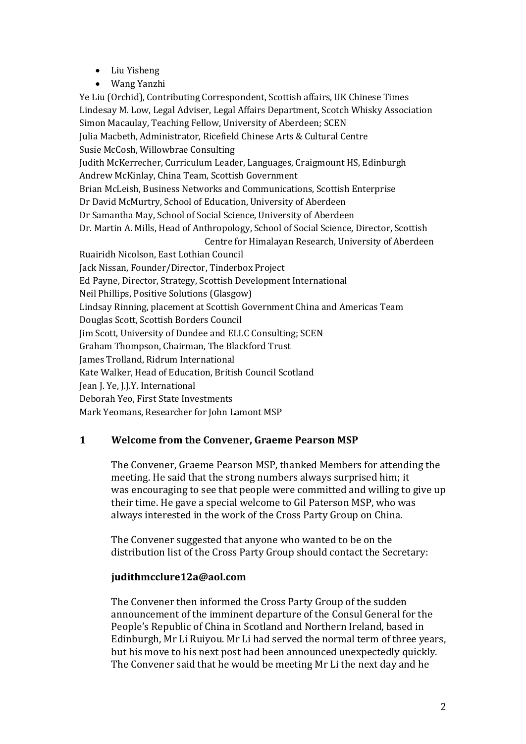- Liu Yisheng
- Wang Yanzhi

Ye Liu (Orchid), Contributing Correspondent, Scottish affairs, UK Chinese Times
Lindesay M. Low, Legal Adviser, Legal Affairs Department, Scotch Whisky Association
Simon Macaulay, Teaching Fellow, University of Aberdeen; SCEN
Julia Macbeth, Administrator, Ricefield Chinese Arts & Cultural Centre
Susie McCosh, Willowbrae Consulting
Judith McKerrecher, Curriculum Leader, Languages, Craigmount HS, Edinburgh
Andrew McKinlay, China Team, Scottish Government
Brian McLeish, Business Networks and Communications, Scottish Enterprise
Dr David McMurtry, School of Education, University of Aberdeen
Dr Samantha May, School of Social Science, University of Aberdeen
Dr. Martin A. Mills, Head of Anthropology, School of Social Science, Director, Scottish Centre for Himalayan Research, University of Aberdeen
Ruairidh Nicolson, East Lothian Council
Jack Nissan, Founder/Director, Tinderbox Project
Ed Payne, Director, Strategy, Scottish Development International
Neil Phillips, Positive Solutions (Glasgow)
Lindsay Rinning, placement at Scottish Government China and Americas Team
Douglas Scott, Scottish Borders Council
Jim Scott, University of Dundee and ELLC Consulting; SCEN
Graham Thompson, Chairman, The Blackford Trust
James Trolland, Ridrum International
Kate Walker, Head of Education, British Council Scotland
Jean J. Ye, J.J.Y. International
Deborah Yeo, First State Investments
Mark Yeomans, Researcher for John Lamont MSP

## 1 Welcome from the Convener, Graeme Pearson MSP

The Convener, Graeme Pearson MSP, thanked Members for attending the meeting. He said that the strong numbers always surprised him; it was encouraging to see that people were committed and willing to give up their time. He gave a special welcome to Gil Paterson MSP, who was always interested in the work of the Cross Party Group on China.

The Convener suggested that anyone who wanted to be on the distribution list of the Cross Party Group should contact the Secretary:

**judithmcclure12a@aol.com**

The Convener then informed the Cross Party Group of the sudden announcement of the imminent departure of the Consul General for the People's Republic of China in Scotland and Northern Ireland, based in Edinburgh, Mr Li Ruiyou. Mr Li had served the normal term of three years, but his move to his next post had been announced unexpectedly quickly. The Convener said that he would be meeting Mr Li the next day and he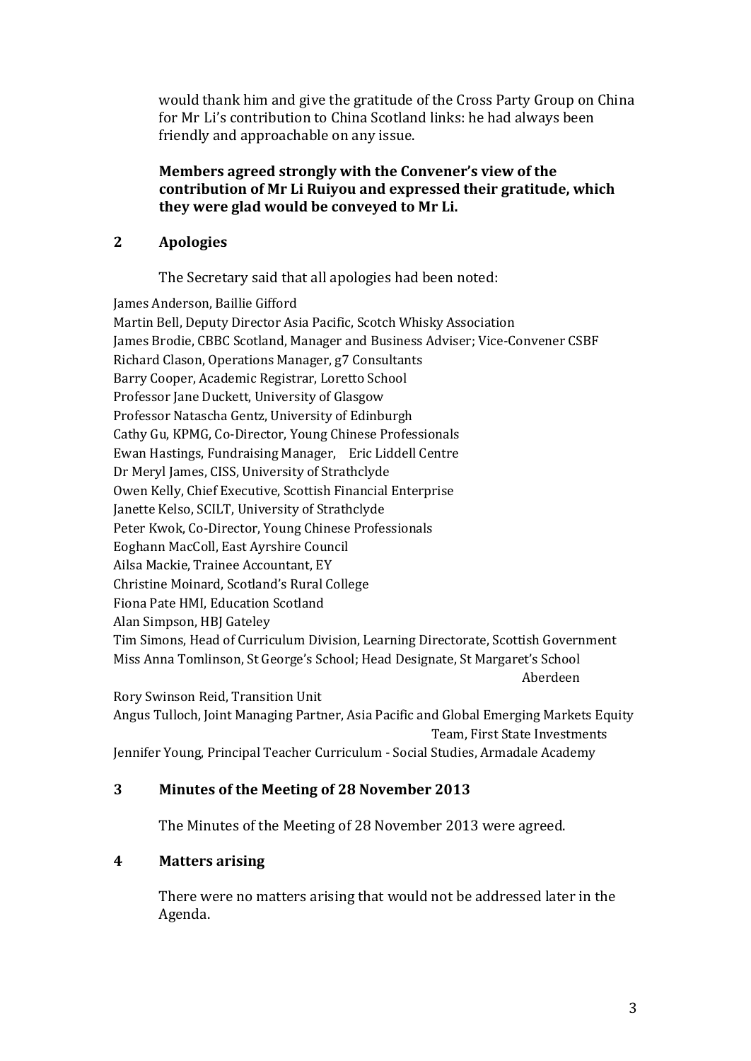would thank him and give the gratitude of the Cross Party Group on China for Mr Li's contribution to China Scotland links: he had always been friendly and approachable on any issue.

**Members agreed strongly with the Convener's view of the contribution of Mr Li Ruiyou and expressed their gratitude, which they were glad would be conveyed to Mr Li.**

## 2 Apologies

The Secretary said that all apologies had been noted:

James Anderson, Baillie Gifford
Martin Bell, Deputy Director Asia Pacific, Scotch Whisky Association
James Brodie, CBBC Scotland, Manager and Business Adviser; Vice-Convener CSBF
Richard Clason, Operations Manager, g7 Consultants
Barry Cooper, Academic Registrar, Loretto School
Professor Jane Duckett, University of Glasgow
Professor Natascha Gentz, University of Edinburgh
Cathy Gu, KPMG, Co-Director, Young Chinese Professionals
Ewan Hastings, Fundraising Manager, Eric Liddell Centre
Dr Meryl James, CISS, University of Strathclyde
Owen Kelly, Chief Executive, Scottish Financial Enterprise
Janette Kelso, SCILT, University of Strathclyde
Peter Kwok, Co-Director, Young Chinese Professionals
Eoghann MacColl, East Ayrshire Council
Ailsa Mackie, Trainee Accountant, EY
Christine Moinard, Scotland's Rural College
Fiona Pate HMI, Education Scotland
Alan Simpson, HBJ Gateley
Tim Simons, Head of Curriculum Division, Learning Directorate, Scottish Government
Miss Anna Tomlinson, St George's School; Head Designate, St Margaret's School Aberdeen
Rory Swinson Reid, Transition Unit
Angus Tulloch, Joint Managing Partner, Asia Pacific and Global Emerging Markets Equity Team, First State Investments
Jennifer Young, Principal Teacher Curriculum - Social Studies, Armadale Academy

## 3 Minutes of the Meeting of 28 November 2013

The Minutes of the Meeting of 28 November 2013 were agreed.

## 4 Matters arising

There were no matters arising that would not be addressed later in the Agenda.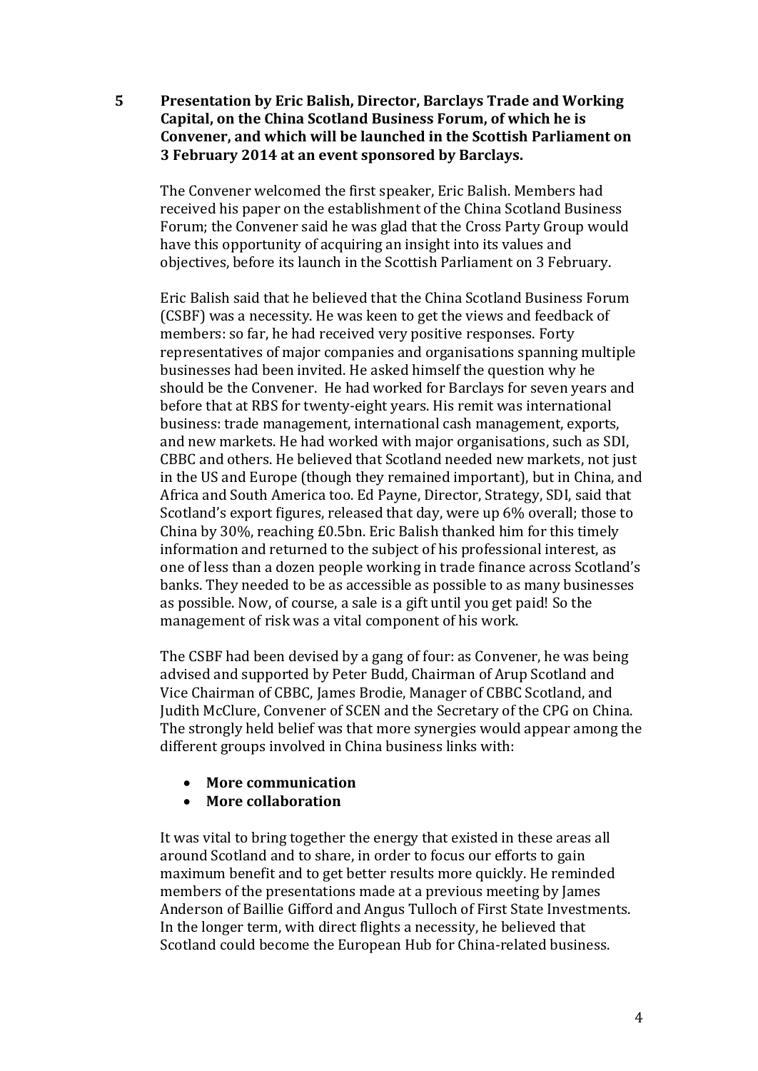**5 Presentation by Eric Balish, Director, Barclays Trade and Working Capital, on the China Scotland Business Forum, of which he is Convener, and which will be launched in the Scottish Parliament on 3 February 2014 at an event sponsored by Barclays.**

The Convener welcomed the first speaker, Eric Balish. Members had received his paper on the establishment of the China Scotland Business Forum; the Convener said he was glad that the Cross Party Group would have this opportunity of acquiring an insight into its values and objectives, before its launch in the Scottish Parliament on 3 February.

Eric Balish said that he believed that the China Scotland Business Forum (CSBF) was a necessity. He was keen to get the views and feedback of members: so far, he had received very positive responses. Forty representatives of major companies and organisations spanning multiple businesses had been invited. He asked himself the question why he should be the Convener. He had worked for Barclays for seven years and before that at RBS for twenty-eight years. His remit was international business: trade management, international cash management, exports, and new markets. He had worked with major organisations, such as SDI, CBBC and others. He believed that Scotland needed new markets, not just in the US and Europe (though they remained important), but in China, and Africa and South America too. Ed Payne, Director, Strategy, SDI, said that Scotland's export figures, released that day, were up 6% overall; those to China by 30%, reaching £0.5bn. Eric Balish thanked him for this timely information and returned to the subject of his professional interest, as one of less than a dozen people working in trade finance across Scotland's banks. They needed to be as accessible as possible to as many businesses as possible. Now, of course, a sale is a gift until you get paid! So the management of risk was a vital component of his work.

The CSBF had been devised by a gang of four: as Convener, he was being advised and supported by Peter Budd, Chairman of Arup Scotland and Vice Chairman of CBBC, James Brodie, Manager of CBBC Scotland, and Judith McClure, Convener of SCEN and the Secretary of the CPG on China. The strongly held belief was that more synergies would appear among the different groups involved in China business links with:

- **More communication**
- **More collaboration**

It was vital to bring together the energy that existed in these areas all around Scotland and to share, in order to focus our efforts to gain maximum benefit and to get better results more quickly. He reminded members of the presentations made at a previous meeting by James Anderson of Baillie Gifford and Angus Tulloch of First State Investments. In the longer term, with direct flights a necessity, he believed that Scotland could become the European Hub for China-related business.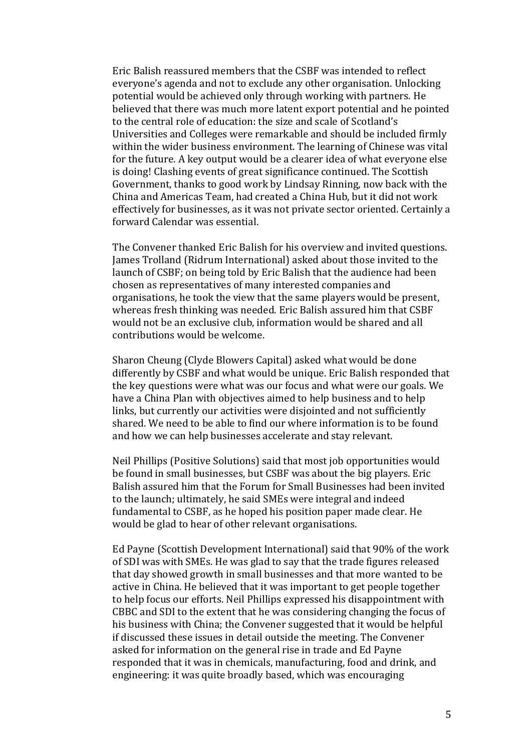Eric Balish reassured members that the CSBF was intended to reflect everyone's agenda and not to exclude any other organisation. Unlocking potential would be achieved only through working with partners. He believed that there was much more latent export potential and he pointed to the central role of education: the size and scale of Scotland's Universities and Colleges were remarkable and should be included firmly within the wider business environment. The learning of Chinese was vital for the future. A key output would be a clearer idea of what everyone else is doing! Clashing events of great significance continued. The Scottish Government, thanks to good work by Lindsay Rinning, now back with the China and Americas Team, had created a China Hub, but it did not work effectively for businesses, as it was not private sector oriented. Certainly a forward Calendar was essential.

The Convener thanked Eric Balish for his overview and invited questions. James Trolland (Ridrum International) asked about those invited to the launch of CSBF; on being told by Eric Balish that the audience had been chosen as representatives of many interested companies and organisations, he took the view that the same players would be present, whereas fresh thinking was needed. Eric Balish assured him that CSBF would not be an exclusive club, information would be shared and all contributions would be welcome.

Sharon Cheung (Clyde Blowers Capital) asked what would be done differently by CSBF and what would be unique. Eric Balish responded that the key questions were what was our focus and what were our goals. We have a China Plan with objectives aimed to help business and to help links, but currently our activities were disjointed and not sufficiently shared. We need to be able to find our where information is to be found and how we can help businesses accelerate and stay relevant.

Neil Phillips (Positive Solutions) said that most job opportunities would be found in small businesses, but CSBF was about the big players. Eric Balish assured him that the Forum for Small Businesses had been invited to the launch; ultimately, he said SMEs were integral and indeed fundamental to CSBF, as he hoped his position paper made clear. He would be glad to hear of other relevant organisations.

Ed Payne (Scottish Development International) said that 90% of the work of SDI was with SMEs. He was glad to say that the trade figures released that day showed growth in small businesses and that more wanted to be active in China. He believed that it was important to get people together to help focus our efforts. Neil Phillips expressed his disappointment with CBBC and SDI to the extent that he was considering changing the focus of his business with China; the Convener suggested that it would be helpful if discussed these issues in detail outside the meeting. The Convener asked for information on the general rise in trade and Ed Payne responded that it was in chemicals, manufacturing, food and drink, and engineering: it was quite broadly based, which was encouraging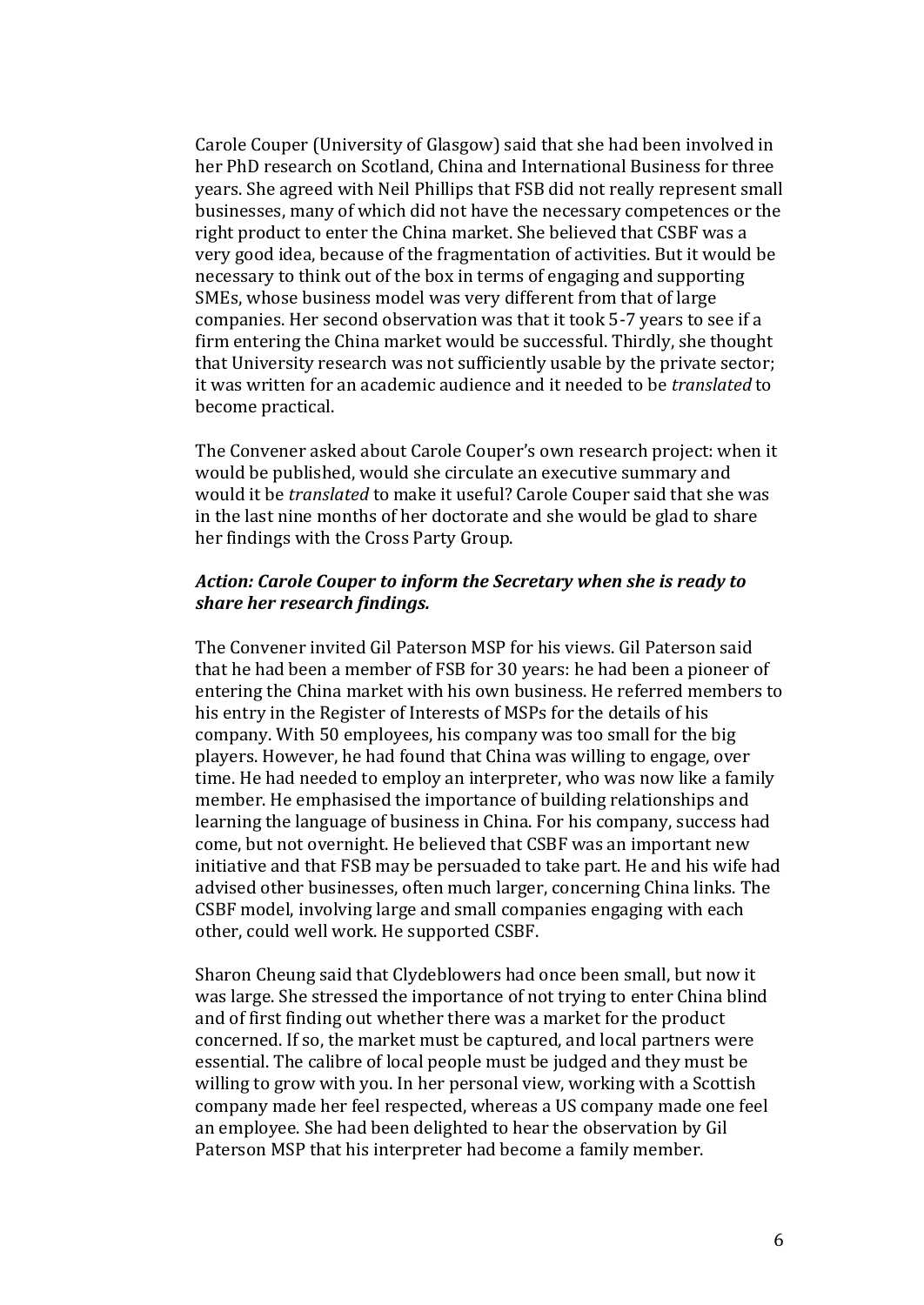Carole Couper (University of Glasgow) said that she had been involved in her PhD research on Scotland, China and International Business for three years. She agreed with Neil Phillips that FSB did not really represent small businesses, many of which did not have the necessary competences or the right product to enter the China market. She believed that CSBF was a very good idea, because of the fragmentation of activities. But it would be necessary to think out of the box in terms of engaging and supporting SMEs, whose business model was very different from that of large companies. Her second observation was that it took 5-7 years to see if a firm entering the China market would be successful. Thirdly, she thought that University research was not sufficiently usable by the private sector; it was written for an academic audience and it needed to be *translated* to become practical.

The Convener asked about Carole Couper's own research project: when it would be published, would she circulate an executive summary and would it be *translated* to make it useful? Carole Couper said that she was in the last nine months of her doctorate and she would be glad to share her findings with the Cross Party Group.

***Action: Carole Couper to inform the Secretary when she is ready to share her research findings.***

The Convener invited Gil Paterson MSP for his views. Gil Paterson said that he had been a member of FSB for 30 years: he had been a pioneer of entering the China market with his own business. He referred members to his entry in the Register of Interests of MSPs for the details of his company. With 50 employees, his company was too small for the big players. However, he had found that China was willing to engage, over time. He had needed to employ an interpreter, who was now like a family member. He emphasised the importance of building relationships and learning the language of business in China. For his company, success had come, but not overnight. He believed that CSBF was an important new initiative and that FSB may be persuaded to take part. He and his wife had advised other businesses, often much larger, concerning China links. The CSBF model, involving large and small companies engaging with each other, could well work. He supported CSBF.

Sharon Cheung said that Clydeblowers had once been small, but now it was large. She stressed the importance of not trying to enter China blind and of first finding out whether there was a market for the product concerned. If so, the market must be captured, and local partners were essential. The calibre of local people must be judged and they must be willing to grow with you. In her personal view, working with a Scottish company made her feel respected, whereas a US company made one feel an employee. She had been delighted to hear the observation by Gil Paterson MSP that his interpreter had become a family member.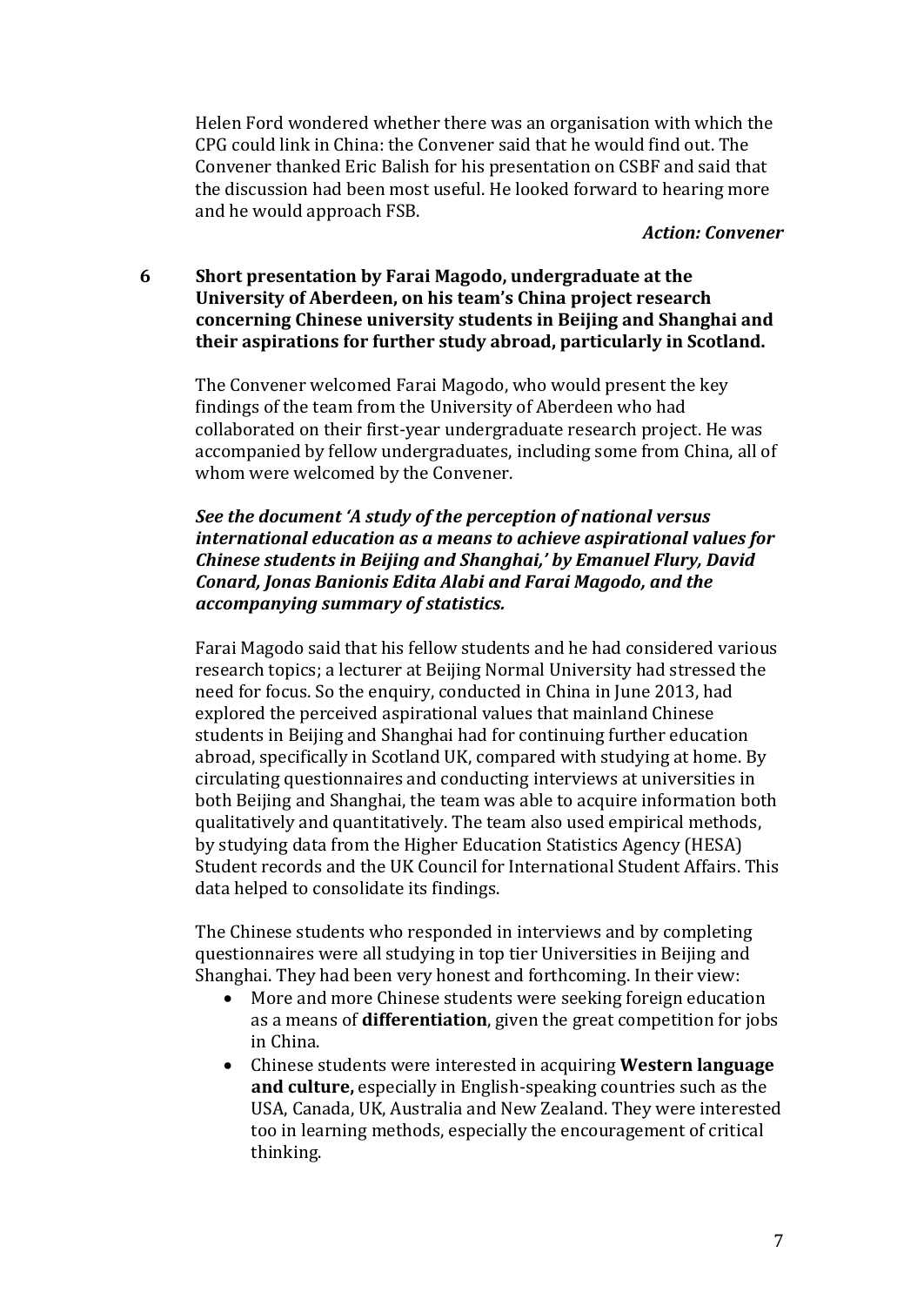Helen Ford wondered whether there was an organisation with which the CPG could link in China: the Convener said that he would find out. The Convener thanked Eric Balish for his presentation on CSBF and said that the discussion had been most useful. He looked forward to hearing more and he would approach FSB.

***Action: Convener***

**6 Short presentation by Farai Magodo, undergraduate at the University of Aberdeen, on his team's China project research concerning Chinese university students in Beijing and Shanghai and their aspirations for further study abroad, particularly in Scotland.**

The Convener welcomed Farai Magodo, who would present the key findings of the team from the University of Aberdeen who had collaborated on their first-year undergraduate research project. He was accompanied by fellow undergraduates, including some from China, all of whom were welcomed by the Convener.

***See the document 'A study of the perception of national versus international education as a means to achieve aspirational values for Chinese students in Beijing and Shanghai,' by Emanuel Flury, David Conard, Jonas Banionis Edita Alabi and Farai Magodo, and the accompanying summary of statistics.***

Farai Magodo said that his fellow students and he had considered various research topics; a lecturer at Beijing Normal University had stressed the need for focus. So the enquiry, conducted in China in June 2013, had explored the perceived aspirational values that mainland Chinese students in Beijing and Shanghai had for continuing further education abroad, specifically in Scotland UK, compared with studying at home. By circulating questionnaires and conducting interviews at universities in both Beijing and Shanghai, the team was able to acquire information both qualitatively and quantitatively. The team also used empirical methods, by studying data from the Higher Education Statistics Agency (HESA) Student records and the UK Council for International Student Affairs. This data helped to consolidate its findings.

The Chinese students who responded in interviews and by completing questionnaires were all studying in top tier Universities in Beijing and Shanghai. They had been very honest and forthcoming. In their view:

- More and more Chinese students were seeking foreign education as a means of **differentiation**, given the great competition for jobs in China.
- Chinese students were interested in acquiring **Western language and culture,** especially in English-speaking countries such as the USA, Canada, UK, Australia and New Zealand. They were interested too in learning methods, especially the encouragement of critical thinking.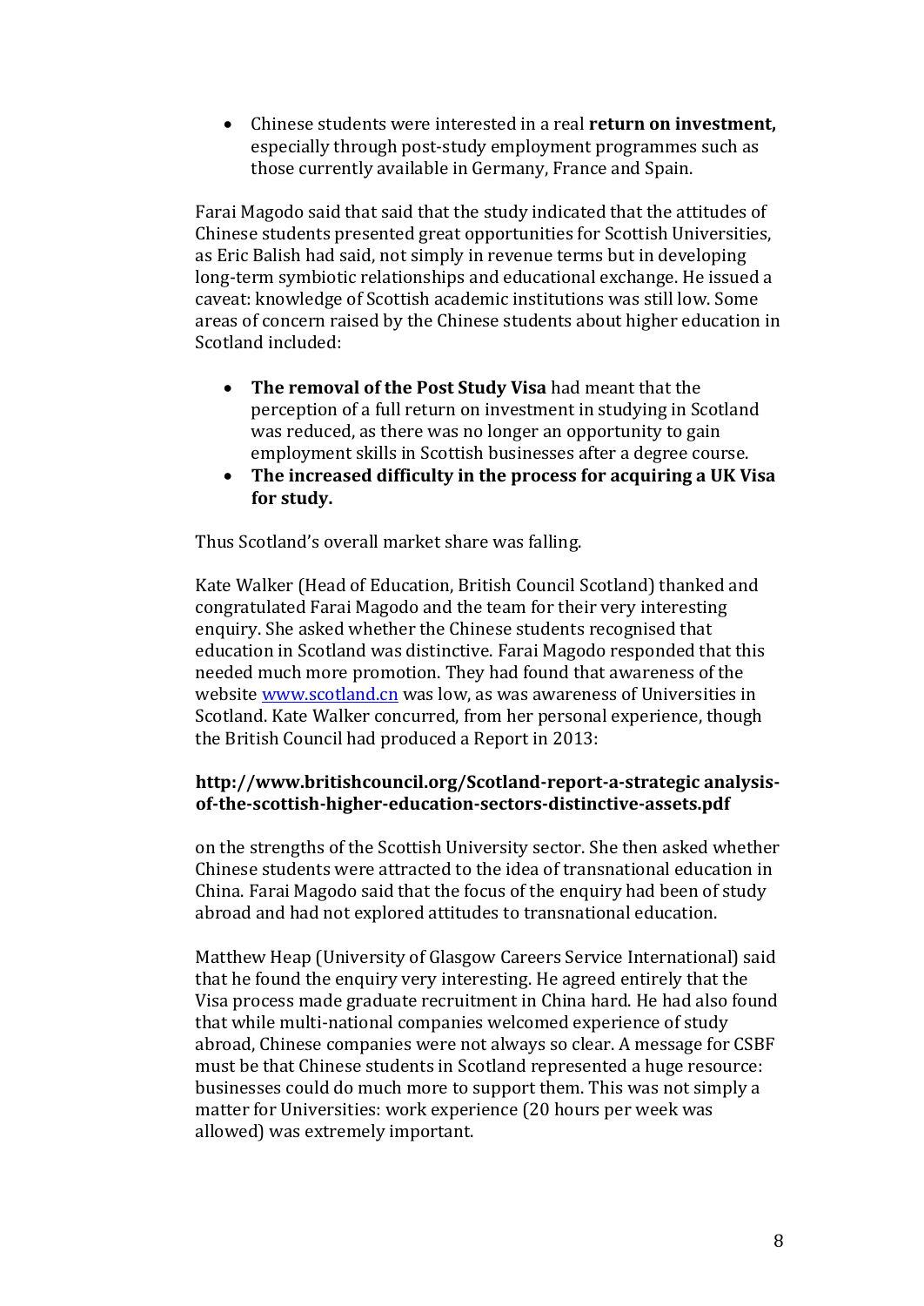- Chinese students were interested in a real **return on investment,** especially through post-study employment programmes such as those currently available in Germany, France and Spain.

Farai Magodo said that said that the study indicated that the attitudes of Chinese students presented great opportunities for Scottish Universities, as Eric Balish had said, not simply in revenue terms but in developing long-term symbiotic relationships and educational exchange. He issued a caveat: knowledge of Scottish academic institutions was still low. Some areas of concern raised by the Chinese students about higher education in Scotland included:

- **The removal of the Post Study Visa** had meant that the perception of a full return on investment in studying in Scotland was reduced, as there was no longer an opportunity to gain employment skills in Scottish businesses after a degree course.
- **The increased difficulty in the process for acquiring a UK Visa for study.**

Thus Scotland's overall market share was falling.

Kate Walker (Head of Education, British Council Scotland) thanked and congratulated Farai Magodo and the team for their very interesting enquiry. She asked whether the Chinese students recognised that education in Scotland was distinctive. Farai Magodo responded that this needed much more promotion. They had found that awareness of the website [www.scotland.cn](http://www.scotland.cn) was low, as was awareness of Universities in Scotland. Kate Walker concurred, from her personal experience, though the British Council had produced a Report in 2013:

**http://www.britishcouncil.org/Scotland-report-a-strategic analysis-of-the-scottish-higher-education-sectors-distinctive-assets.pdf**

on the strengths of the Scottish University sector. She then asked whether Chinese students were attracted to the idea of transnational education in China. Farai Magodo said that the focus of the enquiry had been of study abroad and had not explored attitudes to transnational education.

Matthew Heap (University of Glasgow Careers Service International) said that he found the enquiry very interesting. He agreed entirely that the Visa process made graduate recruitment in China hard. He had also found that while multi-national companies welcomed experience of study abroad, Chinese companies were not always so clear. A message for CSBF must be that Chinese students in Scotland represented a huge resource: businesses could do much more to support them. This was not simply a matter for Universities: work experience (20 hours per week was allowed) was extremely important.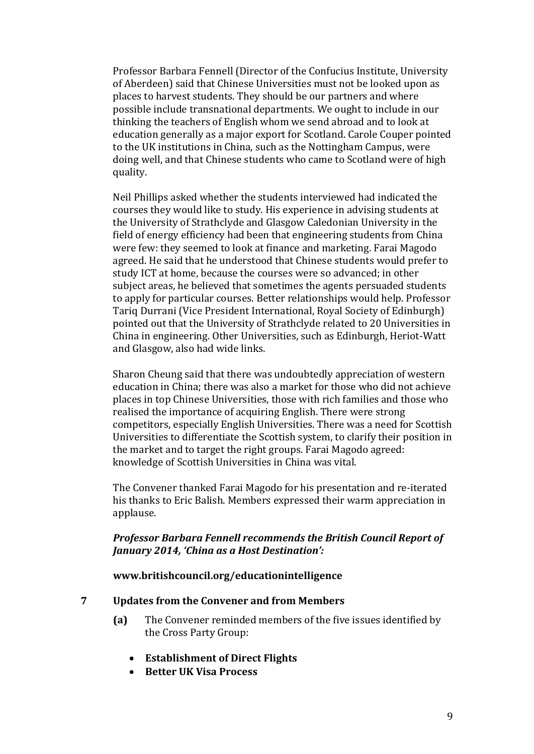Professor Barbara Fennell (Director of the Confucius Institute, University of Aberdeen) said that Chinese Universities must not be looked upon as places to harvest students. They should be our partners and where possible include transnational departments. We ought to include in our thinking the teachers of English whom we send abroad and to look at education generally as a major export for Scotland. Carole Couper pointed to the UK institutions in China, such as the Nottingham Campus, were doing well, and that Chinese students who came to Scotland were of high quality.

Neil Phillips asked whether the students interviewed had indicated the courses they would like to study. His experience in advising students at the University of Strathclyde and Glasgow Caledonian University in the field of energy efficiency had been that engineering students from China were few: they seemed to look at finance and marketing. Farai Magodo agreed. He said that he understood that Chinese students would prefer to study ICT at home, because the courses were so advanced; in other subject areas, he believed that sometimes the agents persuaded students to apply for particular courses. Better relationships would help. Professor Tariq Durrani (Vice President International, Royal Society of Edinburgh) pointed out that the University of Strathclyde related to 20 Universities in China in engineering. Other Universities, such as Edinburgh, Heriot-Watt and Glasgow, also had wide links.

Sharon Cheung said that there was undoubtedly appreciation of western education in China; there was also a market for those who did not achieve places in top Chinese Universities, those with rich families and those who realised the importance of acquiring English. There were strong competitors, especially English Universities. There was a need for Scottish Universities to differentiate the Scottish system, to clarify their position in the market and to target the right groups. Farai Magodo agreed: knowledge of Scottish Universities in China was vital.

The Convener thanked Farai Magodo for his presentation and re-iterated his thanks to Eric Balish. Members expressed their warm appreciation in applause.

***Professor Barbara Fennell recommends the British Council Report of January 2014, 'China as a Host Destination':***

**www.britishcouncil.org/educationintelligence**

## 7 Updates from the Convener and from Members

**(a)** The Convener reminded members of the five issues identified by the Cross Party Group:

- **Establishment of Direct Flights**
- **Better UK Visa Process**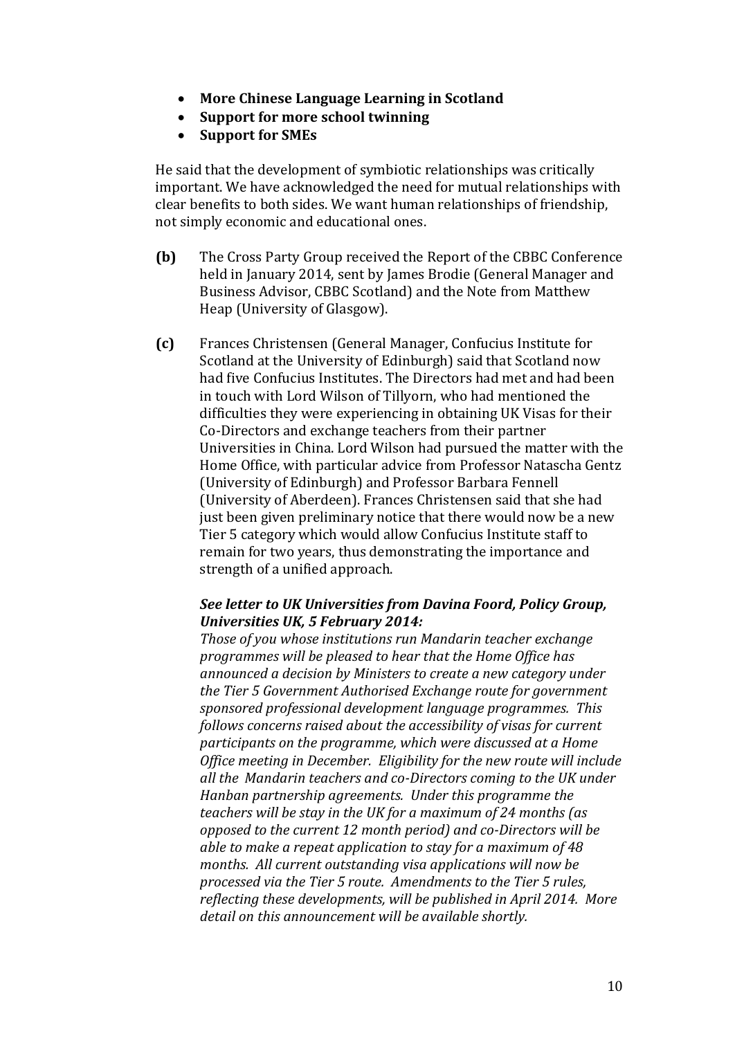- **More Chinese Language Learning in Scotland**
- **Support for more school twinning**
- **Support for SMEs**

He said that the development of symbiotic relationships was critically important. We have acknowledged the need for mutual relationships with clear benefits to both sides. We want human relationships of friendship, not simply economic and educational ones.

**(b)** The Cross Party Group received the Report of the CBBC Conference held in January 2014, sent by James Brodie (General Manager and Business Advisor, CBBC Scotland) and the Note from Matthew Heap (University of Glasgow).

**(c)** Frances Christensen (General Manager, Confucius Institute for Scotland at the University of Edinburgh) said that Scotland now had five Confucius Institutes. The Directors had met and had been in touch with Lord Wilson of Tillyorn, who had mentioned the difficulties they were experiencing in obtaining UK Visas for their Co-Directors and exchange teachers from their partner Universities in China. Lord Wilson had pursued the matter with the Home Office, with particular advice from Professor Natascha Gentz (University of Edinburgh) and Professor Barbara Fennell (University of Aberdeen). Frances Christensen said that she had just been given preliminary notice that there would now be a new Tier 5 category which would allow Confucius Institute staff to remain for two years, thus demonstrating the importance and strength of a unified approach.

***See letter to UK Universities from Davina Foord, Policy Group, Universities UK, 5 February 2014:***

*Those of you whose institutions run Mandarin teacher exchange programmes will be pleased to hear that the Home Office has announced a decision by Ministers to create a new category under the Tier 5 Government Authorised Exchange route for government sponsored professional development language programmes. This follows concerns raised about the accessibility of visas for current participants on the programme, which were discussed at a Home Office meeting in December. Eligibility for the new route will include all the Mandarin teachers and co-Directors coming to the UK under Hanban partnership agreements. Under this programme the teachers will be stay in the UK for a maximum of 24 months (as opposed to the current 12 month period) and co-Directors will be able to make a repeat application to stay for a maximum of 48 months. All current outstanding visa applications will now be processed via the Tier 5 route. Amendments to the Tier 5 rules, reflecting these developments, will be published in April 2014. More detail on this announcement will be available shortly.*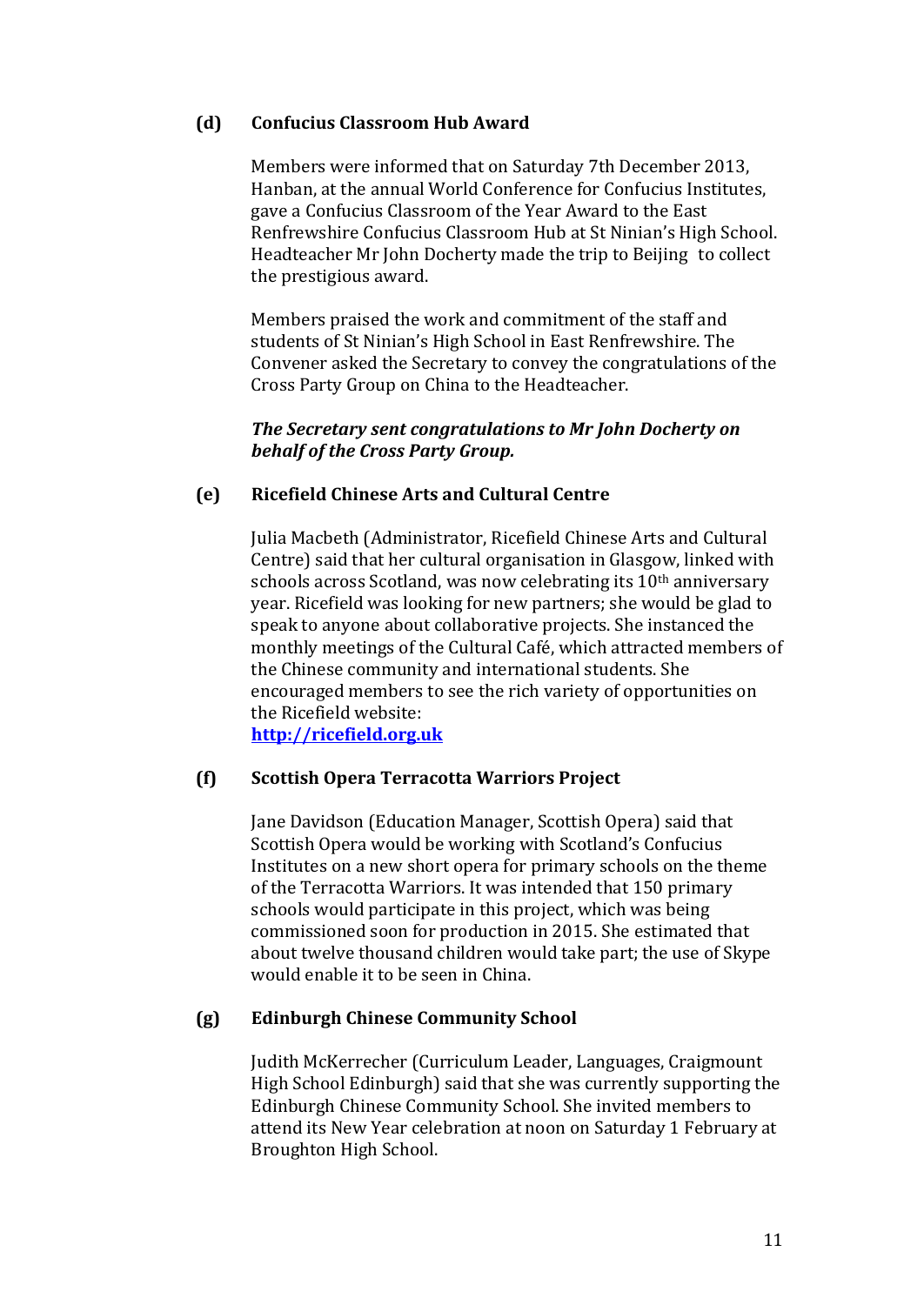### (d) Confucius Classroom Hub Award

Members were informed that on Saturday 7th December 2013, Hanban, at the annual World Conference for Confucius Institutes, gave a Confucius Classroom of the Year Award to the East Renfrewshire Confucius Classroom Hub at St Ninian's High School. Headteacher Mr John Docherty made the trip to Beijing to collect the prestigious award.

Members praised the work and commitment of the staff and students of St Ninian's High School in East Renfrewshire. The Convener asked the Secretary to convey the congratulations of the Cross Party Group on China to the Headteacher.

***The Secretary sent congratulations to Mr John Docherty on behalf of the Cross Party Group.***

### (e) Ricefield Chinese Arts and Cultural Centre

Julia Macbeth (Administrator, Ricefield Chinese Arts and Cultural Centre) said that her cultural organisation in Glasgow, linked with schools across Scotland, was now celebrating its 10th anniversary year. Ricefield was looking for new partners; she would be glad to speak to anyone about collaborative projects. She instanced the monthly meetings of the Cultural Café, which attracted members of the Chinese community and international students. She encouraged members to see the rich variety of opportunities on the Ricefield website:
**http://ricefield.org.uk**

### (f) Scottish Opera Terracotta Warriors Project

Jane Davidson (Education Manager, Scottish Opera) said that Scottish Opera would be working with Scotland's Confucius Institutes on a new short opera for primary schools on the theme of the Terracotta Warriors. It was intended that 150 primary schools would participate in this project, which was being commissioned soon for production in 2015. She estimated that about twelve thousand children would take part; the use of Skype would enable it to be seen in China.

### (g) Edinburgh Chinese Community School

Judith McKerrecher (Curriculum Leader, Languages, Craigmount High School Edinburgh) said that she was currently supporting the Edinburgh Chinese Community School. She invited members to attend its New Year celebration at noon on Saturday 1 February at Broughton High School.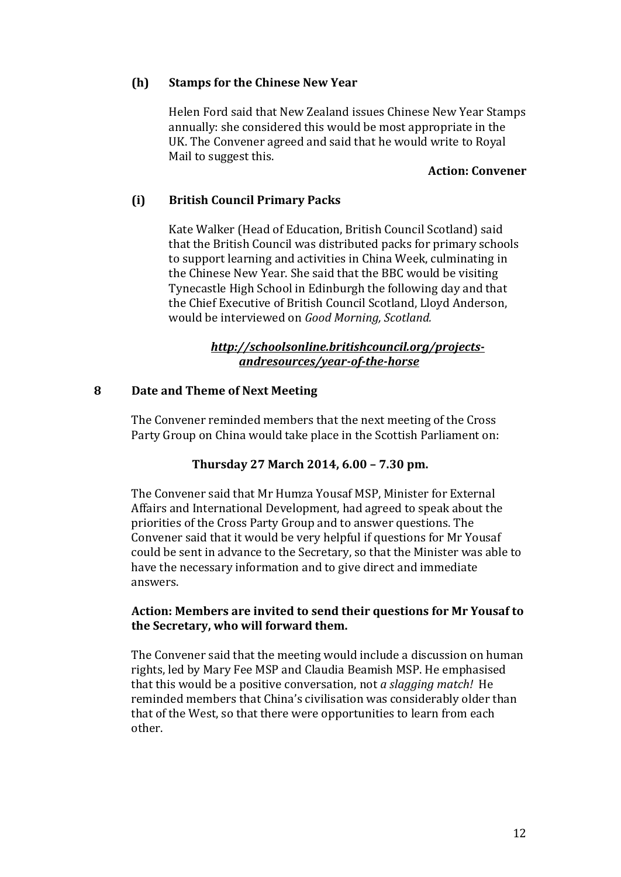### (h) Stamps for the Chinese New Year

Helen Ford said that New Zealand issues Chinese New Year Stamps annually: she considered this would be most appropriate in the UK. The Convener agreed and said that he would write to Royal Mail to suggest this.

**Action: Convener**

### (i) British Council Primary Packs

Kate Walker (Head of Education, British Council Scotland) said that the British Council was distributed packs for primary schools to support learning and activities in China Week, culminating in the Chinese New Year. She said that the BBC would be visiting Tynecastle High School in Edinburgh the following day and that the Chief Executive of British Council Scotland, Lloyd Anderson, would be interviewed on *Good Morning, Scotland.*

***http://schoolsonline.britishcouncil.org/projects-andresources/year-of-the-horse***

## 8 Date and Theme of Next Meeting

The Convener reminded members that the next meeting of the Cross Party Group on China would take place in the Scottish Parliament on:

**Thursday 27 March 2014, 6.00 – 7.30 pm.**

The Convener said that Mr Humza Yousaf MSP, Minister for External Affairs and International Development, had agreed to speak about the priorities of the Cross Party Group and to answer questions. The Convener said that it would be very helpful if questions for Mr Yousaf could be sent in advance to the Secretary, so that the Minister was able to have the necessary information and to give direct and immediate answers.

**Action: Members are invited to send their questions for Mr Yousaf to the Secretary, who will forward them.**

The Convener said that the meeting would include a discussion on human rights, led by Mary Fee MSP and Claudia Beamish MSP. He emphasised that this would be a positive conversation, not *a slagging match!* He reminded members that China's civilisation was considerably older than that of the West, so that there were opportunities to learn from each other.